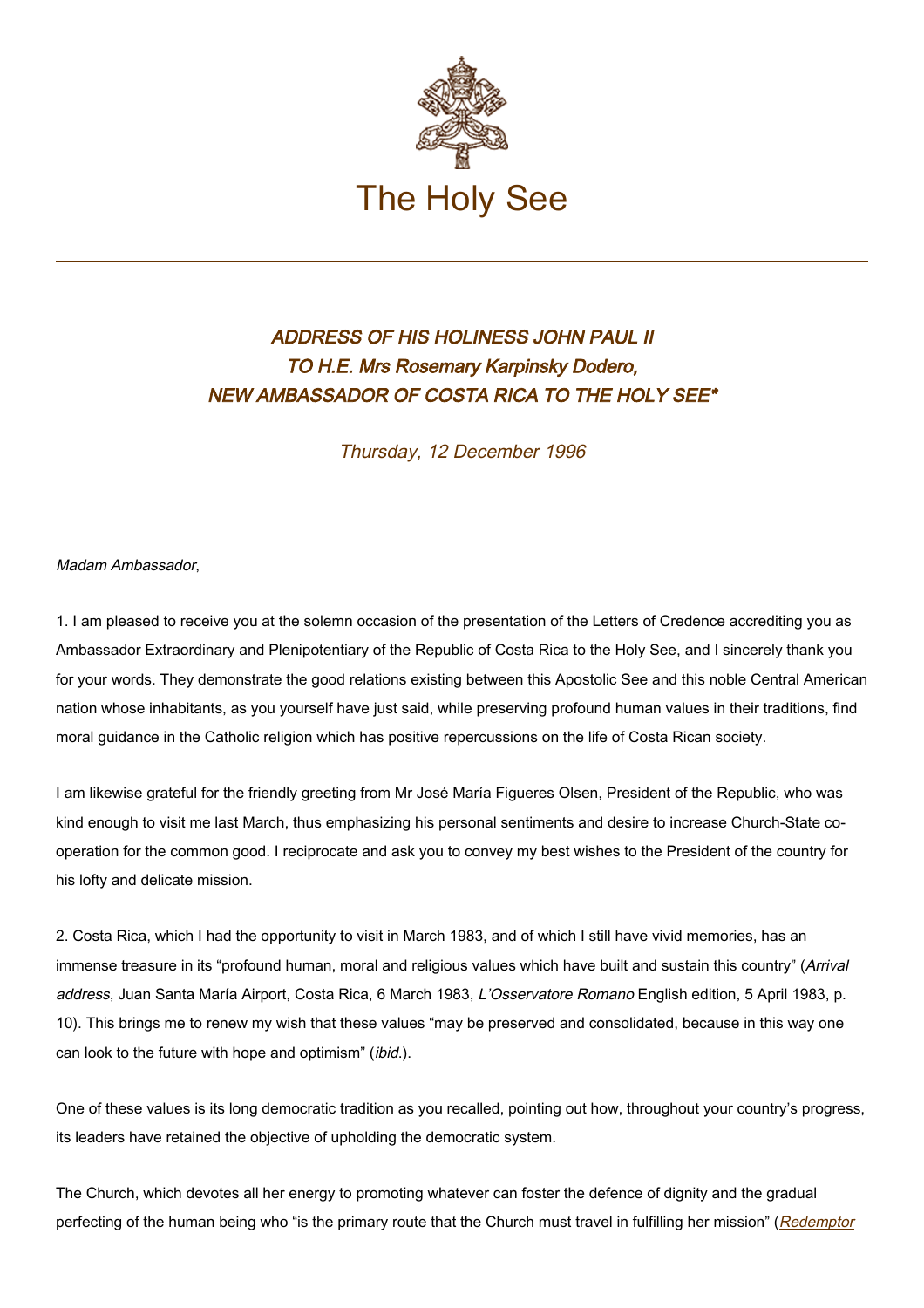# The Holy See

## *ADDRESS OF HIS HOLINESS JOHN PAUL II TO H.E. Mrs Rosemary Karpinsky Dodero, NEW AMBASSADOR OF COSTA RICA TO THE HOLY SEE\**

*Thursday, 12 December 1996*

*Madam Ambassador*,

1. I am pleased to receive you at the solemn occasion of the presentation of the Letters of Credence accrediting you as Ambassador Extraordinary and Plenipotentiary of the Republic of Costa Rica to the Holy See, and I sincerely thank you for your words. They demonstrate the good relations existing between this Apostolic See and this noble Central American nation whose inhabitants, as you yourself have just said, while preserving profound human values in their traditions, find moral guidance in the Catholic religion which has positive repercussions on the life of Costa Rican society.

I am likewise grateful for the friendly greeting from Mr José María Figueres Olsen, President of the Republic, who was kind enough to visit me last March, thus emphasizing his personal sentiments and desire to increase Church-State co-operation for the common good. I reciprocate and ask you to convey my best wishes to the President of the country for his lofty and delicate mission.

2. Costa Rica, which I had the opportunity to visit in March 1983, and of which I still have vivid memories, has an immense treasure in its "profound human, moral and religious values which have built and sustain this country" (*Arrival address*, Juan Santa María Airport, Costa Rica, 6 March 1983, *L'Osservatore Romano* English edition, 5 April 1983, p. 10). This brings me to renew my wish that these values "may be preserved and consolidated, because in this way one can look to the future with hope and optimism" (*ibid*.).

One of these values is its long democratic tradition as you recalled, pointing out how, throughout your country's progress, its leaders have retained the objective of upholding the democratic system.

The Church, which devotes all her energy to promoting whatever can foster the defence of dignity and the gradual perfecting of the human being who "is the primary route that the Church must travel in fulfilling her mission" (*Redemptor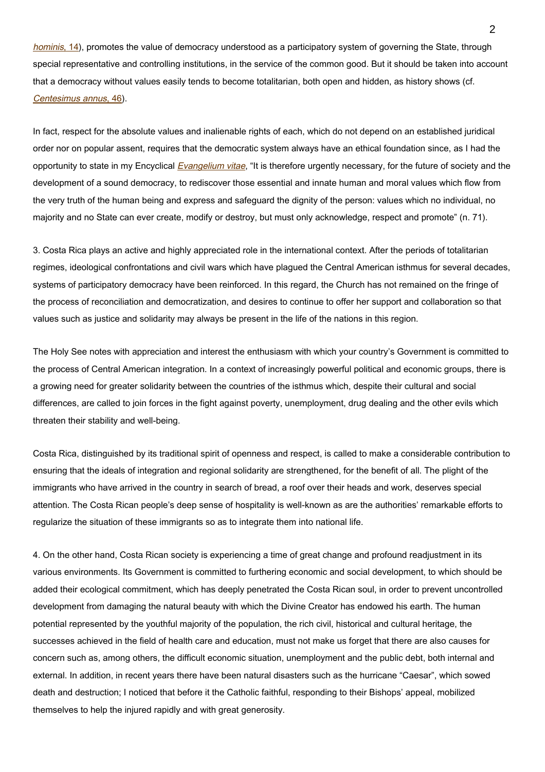*hominis*, 14), promotes the value of democracy understood as a participatory system of governing the State, through special representative and controlling institutions, in the service of the common good. But it should be taken into account that a democracy without values easily tends to become totalitarian, both open and hidden, as history shows (cf. *Centesimus annus*, 46).

In fact, respect for the absolute values and inalienable rights of each, which do not depend on an established juridical order nor on popular assent, requires that the democratic system always have an ethical foundation since, as I had the opportunity to state in my Encyclical *Evangelium vitae*, "It is therefore urgently necessary, for the future of society and the development of a sound democracy, to rediscover those essential and innate human and moral values which flow from the very truth of the human being and express and safeguard the dignity of the person: values which no individual, no majority and no State can ever create, modify or destroy, but must only acknowledge, respect and promote" (n. 71).

3. Costa Rica plays an active and highly appreciated role in the international context. After the periods of totalitarian regimes, ideological confrontations and civil wars which have plagued the Central American isthmus for several decades, systems of participatory democracy have been reinforced. In this regard, the Church has not remained on the fringe of the process of reconciliation and democratization, and desires to continue to offer her support and collaboration so that values such as justice and solidarity may always be present in the life of the nations in this region.

The Holy See notes with appreciation and interest the enthusiasm with which your country's Government is committed to the process of Central American integration. In a context of increasingly powerful political and economic groups, there is a growing need for greater solidarity between the countries of the isthmus which, despite their cultural and social differences, are called to join forces in the fight against poverty, unemployment, drug dealing and the other evils which threaten their stability and well-being.

Costa Rica, distinguished by its traditional spirit of openness and respect, is called to make a considerable contribution to ensuring that the ideals of integration and regional solidarity are strengthened, for the benefit of all. The plight of the immigrants who have arrived in the country in search of bread, a roof over their heads and work, deserves special attention. The Costa Rican people's deep sense of hospitality is well-known as are the authorities' remarkable efforts to regularize the situation of these immigrants so as to integrate them into national life.

4. On the other hand, Costa Rican society is experiencing a time of great change and profound readjustment in its various environments. Its Government is committed to furthering economic and social development, to which should be added their ecological commitment, which has deeply penetrated the Costa Rican soul, in order to prevent uncontrolled development from damaging the natural beauty with which the Divine Creator has endowed his earth. The human potential represented by the youthful majority of the population, the rich civil, historical and cultural heritage, the successes achieved in the field of health care and education, must not make us forget that there are also causes for concern such as, among others, the difficult economic situation, unemployment and the public debt, both internal and external. In addition, in recent years there have been natural disasters such as the hurricane "Caesar", which sowed death and destruction; I noticed that before it the Catholic faithful, responding to their Bishops' appeal, mobilized themselves to help the injured rapidly and with great generosity.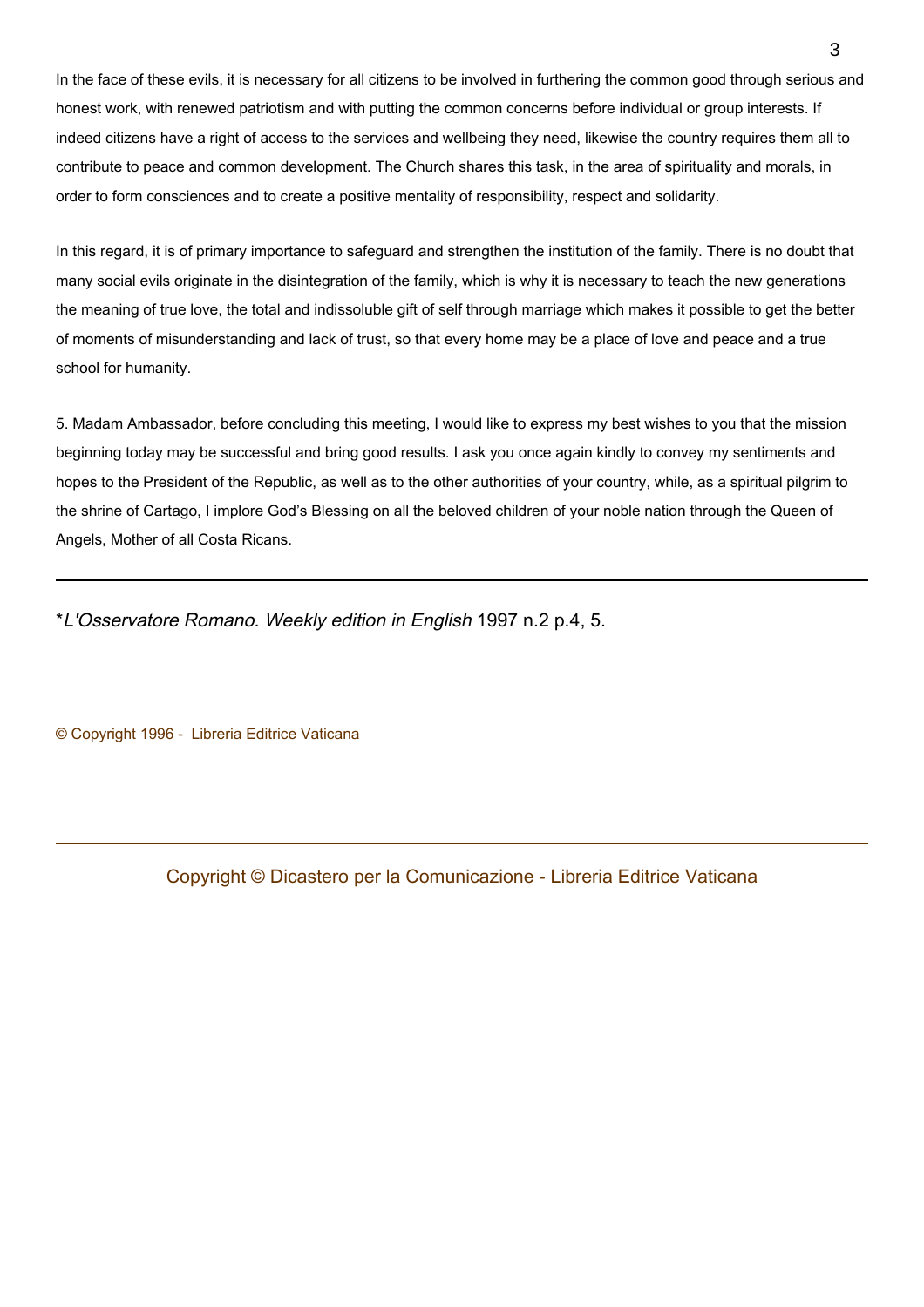In the face of these evils, it is necessary for all citizens to be involved in furthering the common good through serious and honest work, with renewed patriotism and with putting the common concerns before individual or group interests. If indeed citizens have a right of access to the services and wellbeing they need, likewise the country requires them all to contribute to peace and common development. The Church shares this task, in the area of spirituality and morals, in order to form consciences and to create a positive mentality of responsibility, respect and solidarity.

In this regard, it is of primary importance to safeguard and strengthen the institution of the family. There is no doubt that many social evils originate in the disintegration of the family, which is why it is necessary to teach the new generations the meaning of true love, the total and indissoluble gift of self through marriage which makes it possible to get the better of moments of misunderstanding and lack of trust, so that every home may be a place of love and peace and a true school for humanity.

5. Madam Ambassador, before concluding this meeting, I would like to express my best wishes to you that the mission beginning today may be successful and bring good results. I ask you once again kindly to convey my sentiments and hopes to the President of the Republic, as well as to the other authorities of your country, while, as a spiritual pilgrim to the shrine of Cartago, I implore God's Blessing on all the beloved children of your noble nation through the Queen of Angels, Mother of all Costa Ricans.

---

*​*L'Osservatore Romano. Weekly edition in English* 1997 n.2 p.4, 5.

© Copyright 1996 - Libreria Editrice Vaticana

---

Copyright © Dicastero per la Comunicazione - Libreria Editrice Vaticana